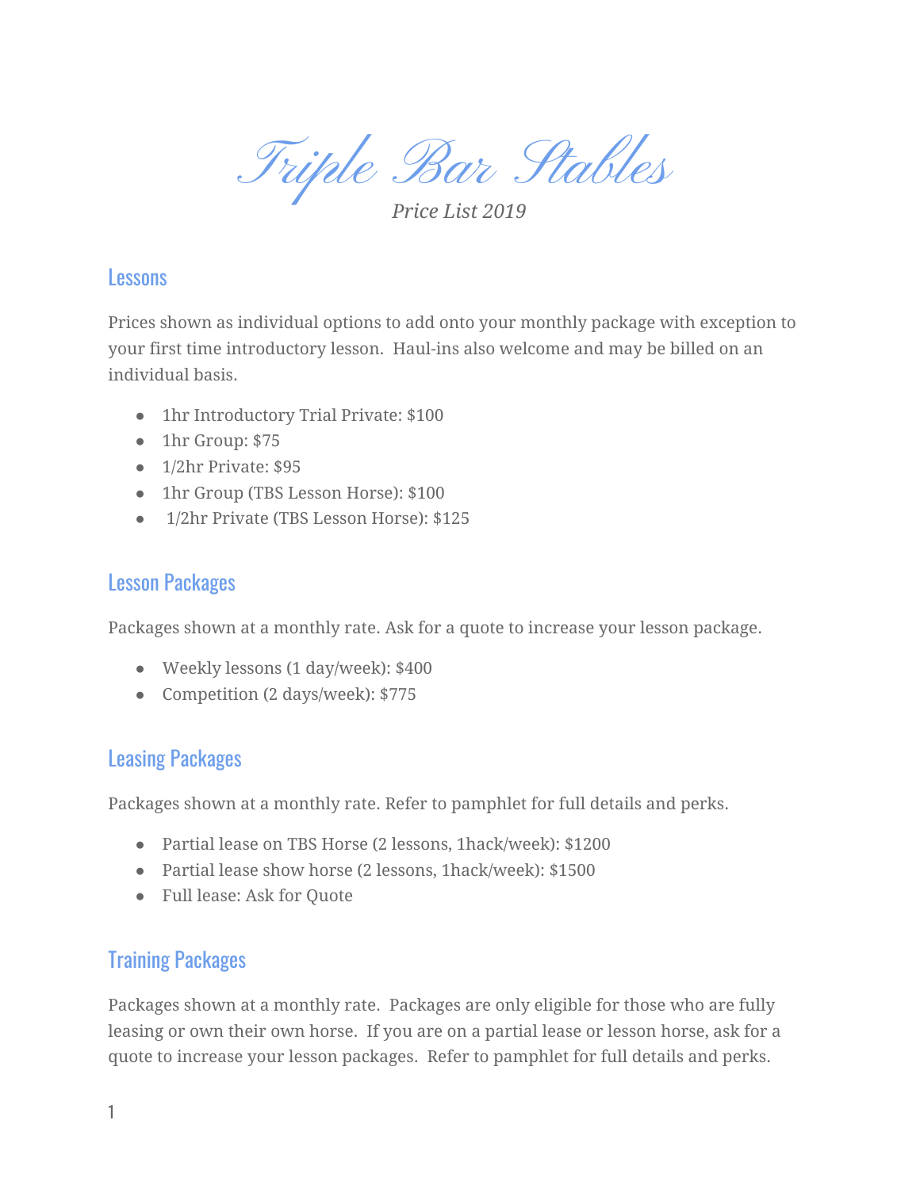# Triple Bar Stables

*Price List 2019*

## Lessons

Prices shown as individual options to add onto your monthly package with exception to your first time introductory lesson.  Haul-ins also welcome and may be billed on an individual basis.

- 1hr Introductory Trial Private: $100
- 1hr Group: $75
- 1/2hr Private: $95
- 1hr Group (TBS Lesson Horse): $100
- 1/2hr Private (TBS Lesson Horse): $125

## Lesson Packages

Packages shown at a monthly rate. Ask for a quote to increase your lesson package.

- Weekly lessons (1 day/week): $400
- Competition (2 days/week): $775

## Leasing Packages

Packages shown at a monthly rate. Refer to pamphlet for full details and perks.

- Partial lease on TBS Horse (2 lessons, 1hack/week): $1200
- Partial lease show horse (2 lessons, 1hack/week): $1500
- Full lease: Ask for Quote

## Training Packages

Packages shown at a monthly rate.  Packages are only eligible for those who are fully leasing or own their own horse.  If you are on a partial lease or lesson horse, ask for a quote to increase your lesson packages.  Refer to pamphlet for full details and perks.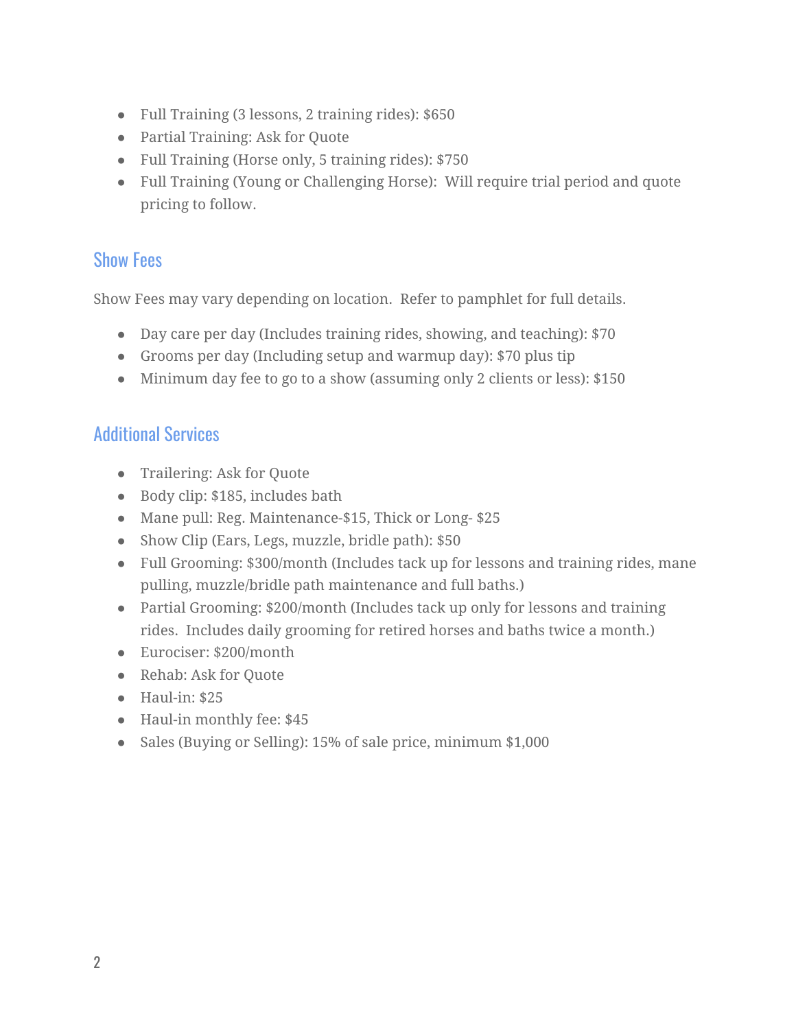- Full Training (3 lessons, 2 training rides): $650
- Partial Training: Ask for Quote
- Full Training (Horse only, 5 training rides): $750
- Full Training (Young or Challenging Horse): Will require trial period and quote pricing to follow.

## Show Fees

Show Fees may vary depending on location. Refer to pamphlet for full details.

- Day care per day (Includes training rides, showing, and teaching): $70
- Grooms per day (Including setup and warmup day): $70 plus tip
- Minimum day fee to go to a show (assuming only 2 clients or less): $150

## Additional Services

- Trailering: Ask for Quote
- Body clip: $185, includes bath
- Mane pull: Reg. Maintenance-$15, Thick or Long- $25
- Show Clip (Ears, Legs, muzzle, bridle path): $50
- Full Grooming: $300/month (Includes tack up for lessons and training rides, mane pulling, muzzle/bridle path maintenance and full baths.)
- Partial Grooming: $200/month (Includes tack up only for lessons and training rides. Includes daily grooming for retired horses and baths twice a month.)
- Eurociser: $200/month
- Rehab: Ask for Quote
- Haul-in: $25
- Haul-in monthly fee: $45
- Sales (Buying or Selling): 15% of sale price, minimum $1,000